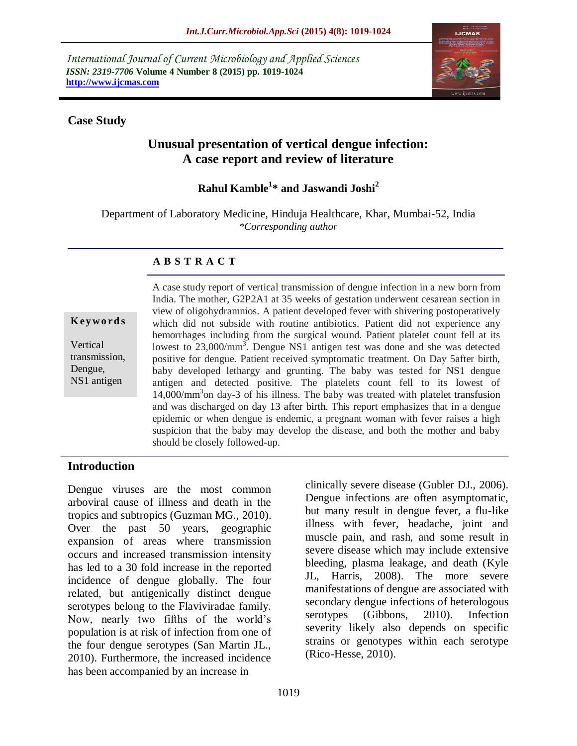International Journal of Current Microbiology and Applied Sciences
*ISSN: 2319-7706* **Volume 4 Number 8 (2015) pp. 1019-1024**
**http://www.ijcmas.com**

**Case Study**

# Unusual presentation of vertical dengue infection: A case report and review of literature

**Rahul Kamble[1]* and Jaswandi Joshi[2]**

Department of Laboratory Medicine, Hinduja Healthcare, Khar, Mumbai-52, India
*\*Corresponding author*

**Keywords**

Vertical transmission, Dengue, NS1 antigen

## A B S T R A C T

A case study report of vertical transmission of dengue infection in a new born from India. The mother, G2P2A1 at 35 weeks of gestation underwent cesarean section in view of oligohydramnios. A patient developed fever with shivering postoperatively which did not subside with routine antibiotics. Patient did not experience any hemorrhages including from the surgical wound. Patient platelet count fell at its lowest to 23,000/mm$^3$. Dengue NS1 antigen test was done and she was detected positive for dengue. Patient received symptomatic treatment. On Day 5after birth, baby developed lethargy and grunting. The baby was tested for NS1 dengue antigen and detected positive. The platelets count fell to its lowest of 14,000/mm$^3$on day-3 of his illness. The baby was treated with platelet transfusion and was discharged on day 13 after birth. This report emphasizes that in a dengue epidemic or when dengue is endemic, a pregnant woman with fever raises a high suspicion that the baby may develop the disease, and both the mother and baby should be closely followed-up.

## Introduction

Dengue viruses are the most common arboviral cause of illness and death in the tropics and subtropics (Guzman MG., 2010). Over the past 50 years, geographic expansion of areas where transmission occurs and increased transmission intensity has led to a 30 fold increase in the reported incidence of dengue globally. The four related, but antigenically distinct dengue serotypes belong to the Flaviviradae family. Now, nearly two fifths of the world's population is at risk of infection from one of the four dengue serotypes (San Martin JL., 2010). Furthermore, the increased incidence has been accompanied by an increase in clinically severe disease (Gubler DJ., 2006). Dengue infections are often asymptomatic, but many result in dengue fever, a flu-like illness with fever, headache, joint and muscle pain, and rash, and some result in severe disease which may include extensive bleeding, plasma leakage, and death (Kyle JL, Harris, 2008). The more severe manifestations of dengue are associated with secondary dengue infections of heterologous serotypes (Gibbons, 2010). Infection severity likely also depends on specific strains or genotypes within each serotype (Rico-Hesse, 2010).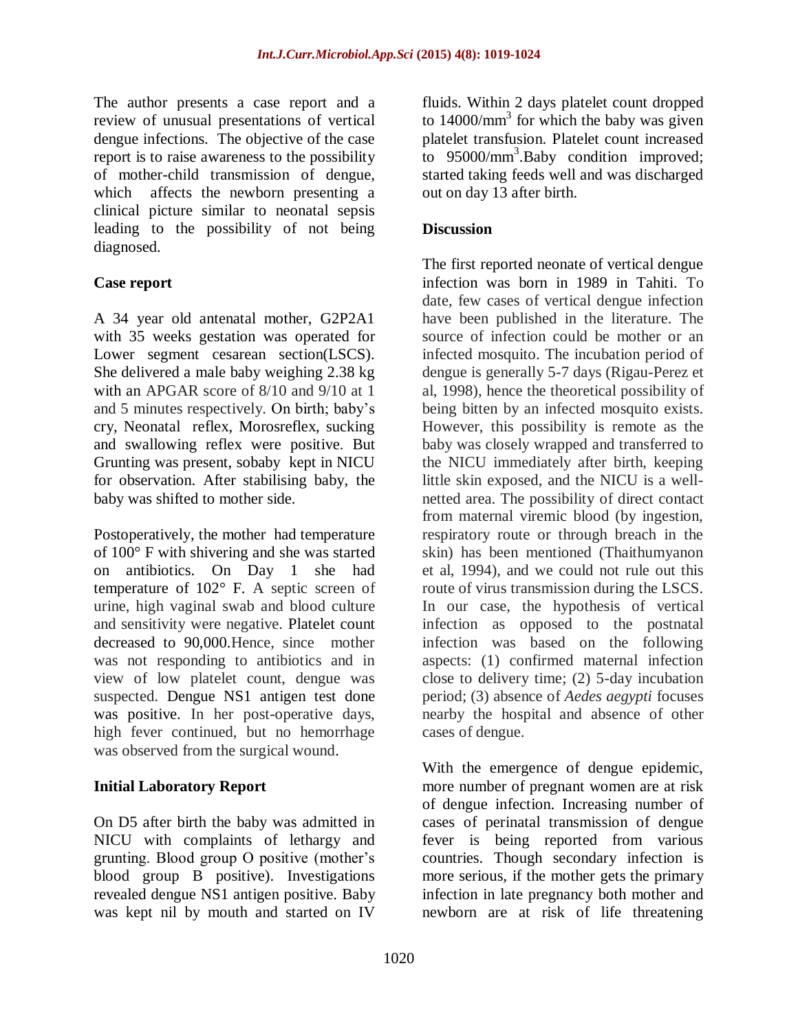The author presents a case report and a review of unusual presentations of vertical dengue infections. The objective of the case report is to raise awareness to the possibility of mother-child transmission of dengue, which affects the newborn presenting a clinical picture similar to neonatal sepsis leading to the possibility of not being diagnosed.

## Case report

A 34 year old antenatal mother, G2P2A1 with 35 weeks gestation was operated for Lower segment cesarean section(LSCS). She delivered a male baby weighing 2.38 kg with an APGAR score of 8/10 and 9/10 at 1 and 5 minutes respectively. On birth; baby's cry, Neonatal reflex, Morosreflex, sucking and swallowing reflex were positive. But Grunting was present, sobaby kept in NICU for observation. After stabilising baby, the baby was shifted to mother side.

Postoperatively, the mother had temperature of 100° F with shivering and she was started on antibiotics. On Day 1 she had temperature of 102° F. A septic screen of urine, high vaginal swab and blood culture and sensitivity were negative. Platelet count decreased to 90,000.Hence, since mother was not responding to antibiotics and in view of low platelet count, dengue was suspected. Dengue NS1 antigen test done was positive. In her post-operative days, high fever continued, but no hemorrhage was observed from the surgical wound.

## Initial Laboratory Report

On D5 after birth the baby was admitted in NICU with complaints of lethargy and grunting. Blood group O positive (mother's blood group B positive). Investigations revealed dengue NS1 antigen positive. Baby was kept nil by mouth and started on IV fluids. Within 2 days platelet count dropped to 14000/$mm^3$ for which the baby was given platelet transfusion. Platelet count increased to 95000/$mm^3$.Baby condition improved; started taking feeds well and was discharged out on day 13 after birth.

## Discussion

The first reported neonate of vertical dengue infection was born in 1989 in Tahiti. To date, few cases of vertical dengue infection have been published in the literature. The source of infection could be mother or an infected mosquito. The incubation period of dengue is generally 5-7 days (Rigau-Perez et al, 1998), hence the theoretical possibility of being bitten by an infected mosquito exists. However, this possibility is remote as the baby was closely wrapped and transferred to the NICU immediately after birth, keeping little skin exposed, and the NICU is a well-netted area. The possibility of direct contact from maternal viremic blood (by ingestion, respiratory route or through breach in the skin) has been mentioned (Thaithumyanon et al, 1994), and we could not rule out this route of virus transmission during the LSCS. In our case, the hypothesis of vertical infection as opposed to the postnatal infection was based on the following aspects: (1) confirmed maternal infection close to delivery time; (2) 5-day incubation period; (3) absence of *Aedes aegypti* focuses nearby the hospital and absence of other cases of dengue.

With the emergence of dengue epidemic, more number of pregnant women are at risk of dengue infection. Increasing number of cases of perinatal transmission of dengue fever is being reported from various countries. Though secondary infection is more serious, if the mother gets the primary infection in late pregnancy both mother and newborn are at risk of life threatening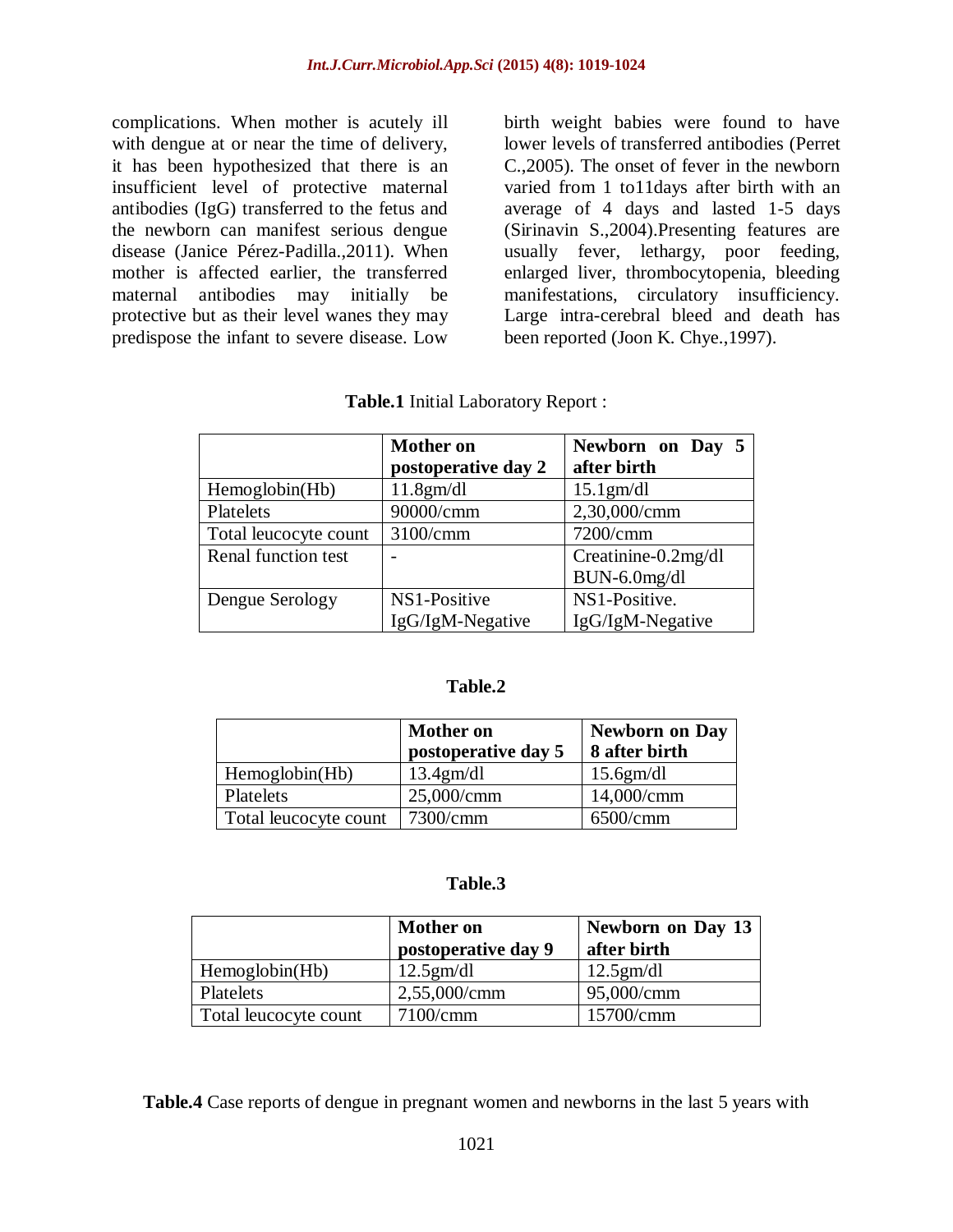complications. When mother is acutely ill with dengue at or near the time of delivery, it has been hypothesized that there is an insufficient level of protective maternal antibodies (IgG) transferred to the fetus and the newborn can manifest serious dengue disease (Janice Pérez-Padilla.,2011). When mother is affected earlier, the transferred maternal antibodies may initially be protective but as their level wanes they may predispose the infant to severe disease. Low birth weight babies were found to have lower levels of transferred antibodies (Perret C.,2005). The onset of fever in the newborn varied from 1 to11days after birth with an average of 4 days and lasted 1-5 days (Sirinavin S.,2004).Presenting features are usually fever, lethargy, poor feeding, enlarged liver, thrombocytopenia, bleeding manifestations, circulatory insufficiency. Large intra-cerebral bleed and death has been reported (Joon K. Chye.,1997).

**Table.1** Initial Laboratory Report :

| | **Mother on postoperative day 2** | **Newborn on Day 5 after birth** |
|---|---|---|
| Hemoglobin(Hb) | 11.8gm/dl | 15.1gm/dl |
| Platelets | 90000/cmm | 2,30,000/cmm |
| Total leucocyte count | 3100/cmm | 7200/cmm |
| Renal function test | - | Creatinine-0.2mg/dl<br>BUN-6.0mg/dl |
| Dengue Serology | NS1-Positive<br>IgG/IgM-Negative | NS1-Positive.<br>IgG/IgM-Negative |

**Table.2**

| | **Mother on postoperative day 5** | **Newborn on Day 8 after birth** |
|---|---|---|
| Hemoglobin(Hb) | 13.4gm/dl | 15.6gm/dl |
| Platelets | 25,000/cmm | 14,000/cmm |
| Total leucocyte count | 7300/cmm | 6500/cmm |

**Table.3**

| | **Mother on postoperative day 9** | **Newborn on Day 13 after birth** |
|---|---|---|
| Hemoglobin(Hb) | 12.5gm/dl | 12.5gm/dl |
| Platelets | 2,55,000/cmm | 95,000/cmm |
| Total leucocyte count | 7100/cmm | 15700/cmm |

**Table.4** Case reports of dengue in pregnant women and newborns in the last 5 years with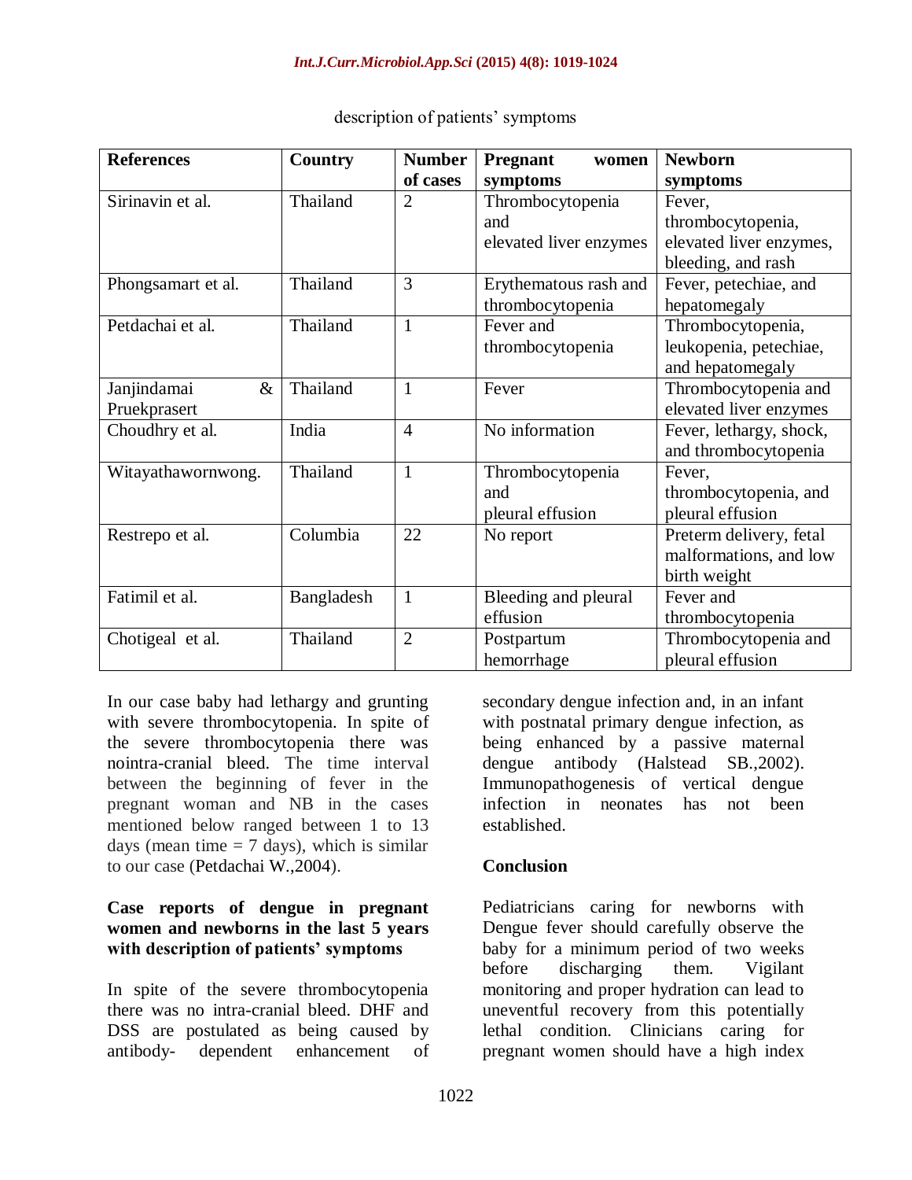description of patients' symptoms

| References | Country | Number of cases | Pregnant women symptoms | Newborn symptoms |
|---|---|---|---|---|
| Sirinavin et al. | Thailand | 2 | Thrombocytopenia and elevated liver enzymes | Fever, thrombocytopenia, elevated liver enzymes, bleeding, and rash |
| Phongsamart et al. | Thailand | 3 | Erythematous rash and thrombocytopenia | Fever, petechiae, and hepatomegaly |
| Petdachai et al. | Thailand | 1 | Fever and thrombocytopenia | Thrombocytopenia, leukopenia, petechiae, and hepatomegaly |
| Janjindamai & Pruekprasert | Thailand | 1 | Fever | Thrombocytopenia and elevated liver enzymes |
| Choudhry et al. | India | 4 | No information | Fever, lethargy, shock, and thrombocytopenia |
| Witayathawornwong. | Thailand | 1 | Thrombocytopenia and pleural effusion | Fever, thrombocytopenia, and pleural effusion |
| Restrepo et al. | Columbia | 22 | No report | Preterm delivery, fetal malformations, and low birth weight |
| Fatimil et al. | Bangladesh | 1 | Bleeding and pleural effusion | Fever and thrombocytopenia |
| Chotigeal et al. | Thailand | 2 | Postpartum hemorrhage | Thrombocytopenia and pleural effusion |

In our case baby had lethargy and grunting with severe thrombocytopenia. In spite of the severe thrombocytopenia there was nointra-cranial bleed. The time interval between the beginning of fever in the pregnant woman and NB in the cases mentioned below ranged between 1 to 13 days (mean time = 7 days), which is similar to our case (Petdachai W.,2004).

**Case reports of dengue in pregnant women and newborns in the last 5 years with description of patients' symptoms**

In spite of the severe thrombocytopenia there was no intra-cranial bleed. DHF and DSS are postulated as being caused by antibody- dependent enhancement of secondary dengue infection and, in an infant with postnatal primary dengue infection, as being enhanced by a passive maternal dengue antibody (Halstead SB.,2002). Immunopathogenesis of vertical dengue infection in neonates has not been established.

## Conclusion

Pediatricians caring for newborns with Dengue fever should carefully observe the baby for a minimum period of two weeks before discharging them. Vigilant monitoring and proper hydration can lead to uneventful recovery from this potentially lethal condition. Clinicians caring for pregnant women should have a high index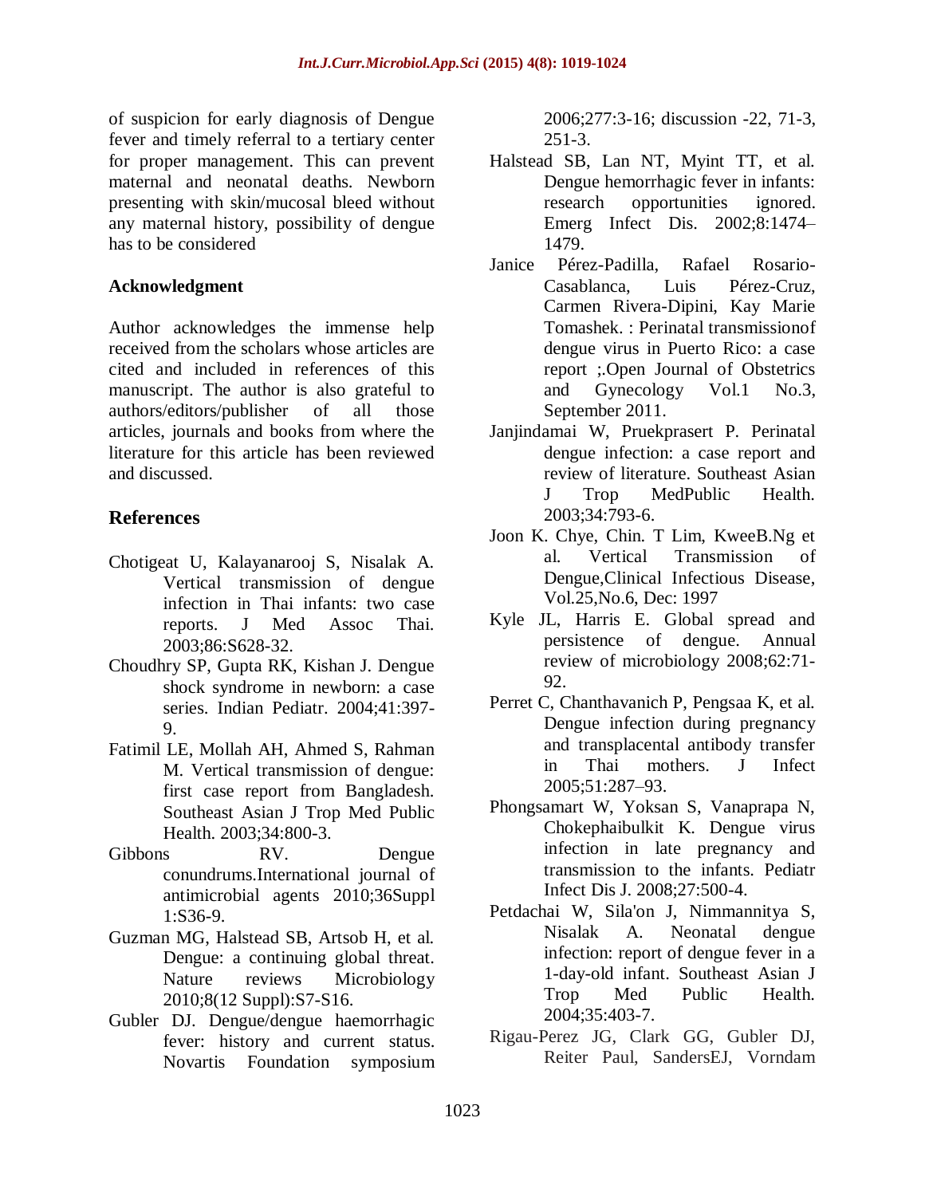of suspicion for early diagnosis of Dengue fever and timely referral to a tertiary center for proper management. This can prevent maternal and neonatal deaths. Newborn presenting with skin/mucosal bleed without any maternal history, possibility of dengue has to be considered

## Acknowledgment

Author acknowledges the immense help received from the scholars whose articles are cited and included in references of this manuscript. The author is also grateful to authors/editors/publisher of all those articles, journals and books from where the literature for this article has been reviewed and discussed.

## References

Chotigeat U, Kalayanarooj S, Nisalak A. Vertical transmission of dengue infection in Thai infants: two case reports. J Med Assoc Thai. 2003;86:S628-32.

Choudhry SP, Gupta RK, Kishan J. Dengue shock syndrome in newborn: a case series. Indian Pediatr. 2004;41:397-9.

Fatimil LE, Mollah AH, Ahmed S, Rahman M. Vertical transmission of dengue: first case report from Bangladesh. Southeast Asian J Trop Med Public Health. 2003;34:800-3.

Gibbons RV. Dengue conundrums.International journal of antimicrobial agents 2010;36Suppl 1:S36-9.

Guzman MG, Halstead SB, Artsob H, et al. Dengue: a continuing global threat. Nature reviews Microbiology 2010;8(12 Suppl):S7-S16.

Gubler DJ. Dengue/dengue haemorrhagic fever: history and current status. Novartis Foundation symposium 2006;277:3-16; discussion -22, 71-3, 251-3.

Halstead SB, Lan NT, Myint TT, et al. Dengue hemorrhagic fever in infants: research opportunities ignored. Emerg Infect Dis. 2002;8:1474–1479.

Janice Pérez-Padilla, Rafael Rosario-Casablanca, Luis Pérez-Cruz, Carmen Rivera-Dipini, Kay Marie Tomashek. : Perinatal transmissionof dengue virus in Puerto Rico: a case report ;.Open Journal of Obstetrics and Gynecology Vol.1 No.3, September 2011.

Janjindamai W, Pruekprasert P. Perinatal dengue infection: a case report and review of literature. Southeast Asian J Trop MedPublic Health. 2003;34:793-6.

Joon K. Chye, Chin. T Lim, KweeB.Ng et al. Vertical Transmission of Dengue,Clinical Infectious Disease, Vol.25,No.6, Dec: 1997

Kyle JL, Harris E. Global spread and persistence of dengue. Annual review of microbiology 2008;62:71-92.

Perret C, Chanthavanich P, Pengsaa K, et al. Dengue infection during pregnancy and transplacental antibody transfer in Thai mothers. J Infect 2005;51:287–93.

Phongsamart W, Yoksan S, Vanaprapa N, Chokephaibulkit K. Dengue virus infection in late pregnancy and transmission to the infants. Pediatr Infect Dis J. 2008;27:500-4.

Petdachai W, Sila'on J, Nimmannitya S, Nisalak A. Neonatal dengue infection: report of dengue fever in a 1-day-old infant. Southeast Asian J Trop Med Public Health. 2004;35:403-7.

Rigau-Perez JG, Clark GG, Gubler DJ, Reiter Paul, SandersEJ, Vorndam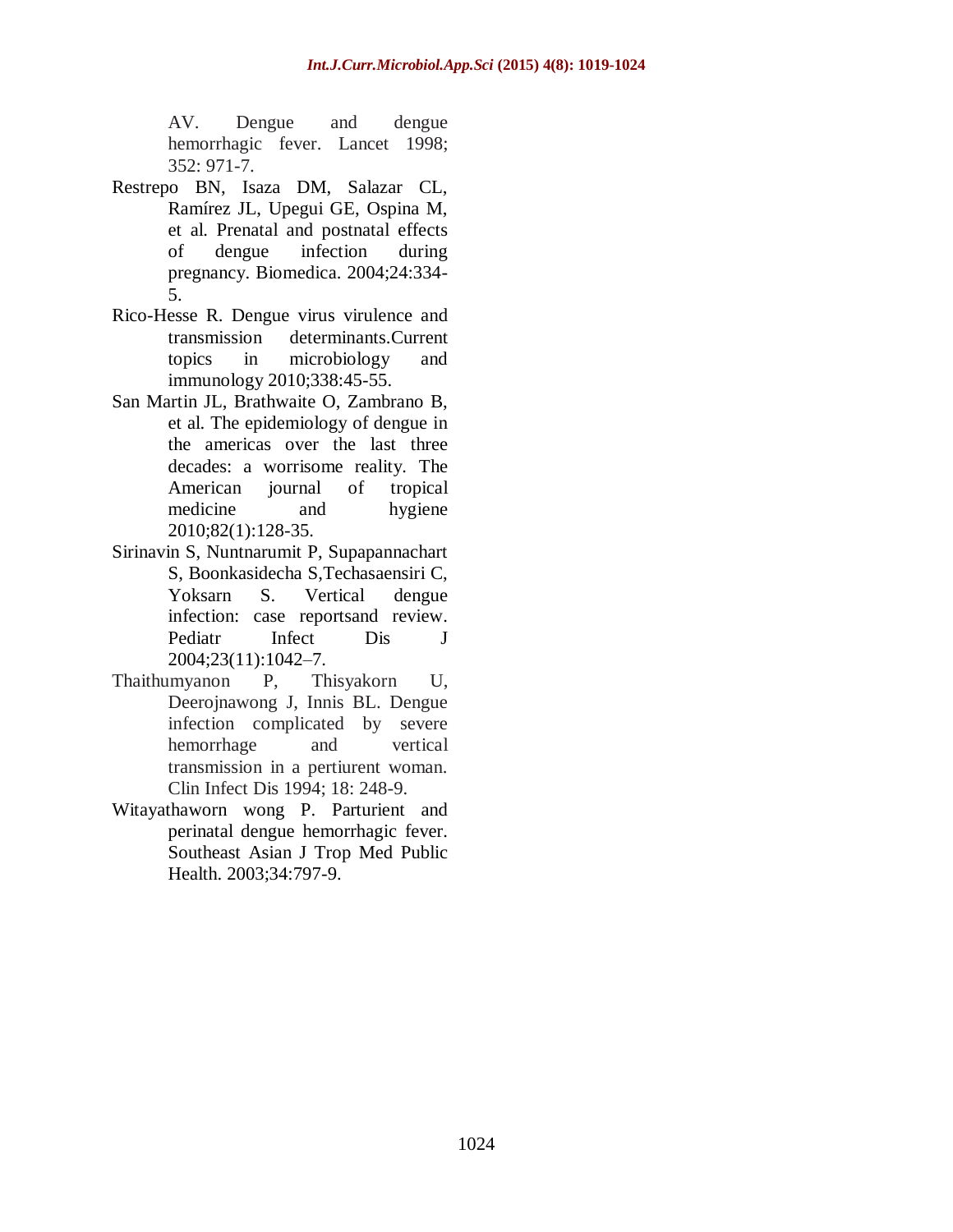AV. Dengue and dengue hemorrhagic fever. Lancet 1998; 352: 971-7.

Restrepo BN, Isaza DM, Salazar CL, Ramírez JL, Upegui GE, Ospina M, et al. Prenatal and postnatal effects of dengue infection during pregnancy. Biomedica. 2004;24:334-5.

Rico-Hesse R. Dengue virus virulence and transmission determinants.Current topics in microbiology and immunology 2010;338:45-55.

San Martin JL, Brathwaite O, Zambrano B, et al. The epidemiology of dengue in the americas over the last three decades: a worrisome reality. The American journal of tropical medicine and hygiene 2010;82(1):128-35.

Sirinavin S, Nuntnarumit P, Supapannachart S, Boonkasidecha S,Techasaensiri C, Yoksarn S. Vertical dengue infection: case reportsand review. Pediatr Infect Dis J 2004;23(11):1042–7.

Thaithumyanon P, Thisyakorn U, Deerojnawong J, Innis BL. Dengue infection complicated by severe hemorrhage and vertical transmission in a pertiurent woman. Clin Infect Dis 1994; 18: 248-9.

Witayathaworn wong P. Parturient and perinatal dengue hemorrhagic fever. Southeast Asian J Trop Med Public Health. 2003;34:797-9.